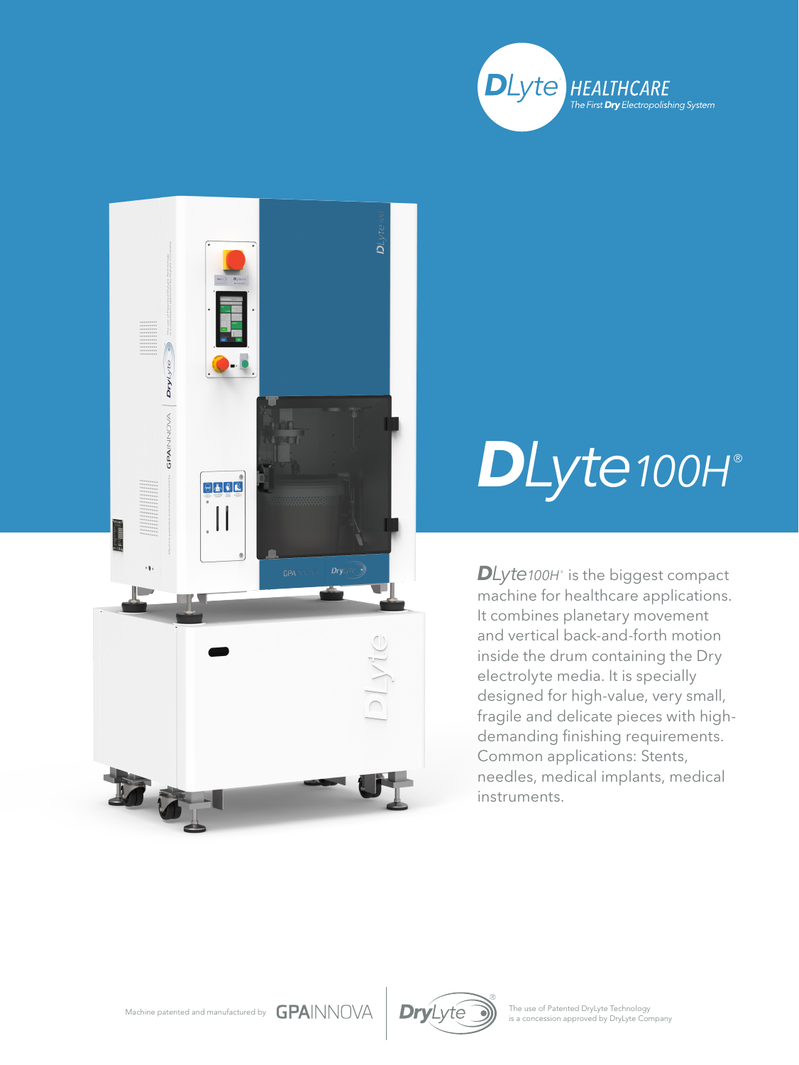DLyte HEALTHCARE
The First **Dry** Electropolishing System

# DLyte100H®

**DLyte**100H® is the biggest compact machine for healthcare applications. It combines planetary movement and vertical back-and-forth motion inside the drum containing the Dry electrolyte media. It is specially designed for high-value, very small, fragile and delicate pieces with high-demanding finishing requirements. Common applications: Stents, needles, medical implants, medical instruments.

Machine patented and manufactured by GPAINNOVA

DryLyte®

The use of Patented DryLyte Technology is a concession approved by DryLyte Company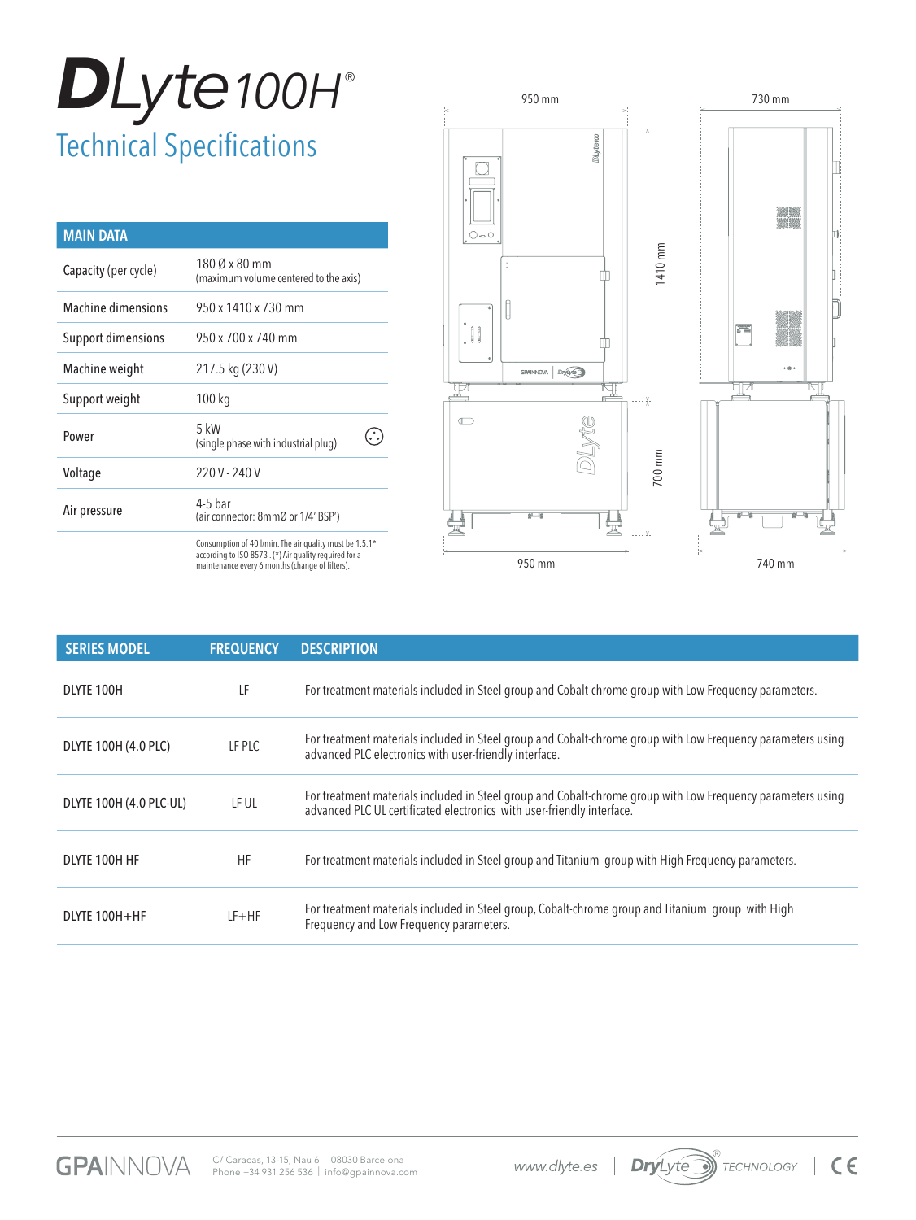# DLyte 100H®

## Technical Specifications

| MAIN DATA | |
|---|---|
| Capacity (per cycle) | 180 Ø x 80 mm<br>(maximum volume centered to the axis) |
| Machine dimensions | 950 x 1410 x 730 mm |
| Support dimensions | 950 x 700 x 740 mm |
| Machine weight | 217.5 kg (230 V) |
| Support weight | 100 kg |
| Power | 5 kW<br>(single phase with industrial plug) |
| Voltage | 220 V - 240 V |
| Air pressure | 4-5 bar<br>(air connector: 8mmØ or 1/4' BSP') |

Consumption of 40 l/min. The air quality must be 1.5.1* according to ISO 8573 . (*) Air quality required for a maintenance every 6 months (change of filters).

950 mm

730 mm

1410 mm

700 mm

950 mm

740 mm

| SERIES MODEL | FREQUENCY | DESCRIPTION |
|---|---|---|
| DLYTE 100H | LF | For treatment materials included in Steel group and Cobalt-chrome group with Low Frequency parameters. |
| DLYTE 100H (4.0 PLC) | LF PLC | For treatment materials included in Steel group and Cobalt-chrome group with Low Frequency parameters using advanced PLC electronics with user-friendly interface. |
| DLYTE 100H (4.0 PLC-UL) | LF UL | For treatment materials included in Steel group and Cobalt-chrome group with Low Frequency parameters using advanced PLC UL certificated electronics with user-friendly interface. |
| DLYTE 100H HF | HF | For treatment materials included in Steel group and Titanium group with High Frequency parameters. |
| DLYTE 100H+HF | LF+HF | For treatment materials included in Steel group, Cobalt-chrome group and Titanium group with High Frequency and Low Frequency parameters. |

GPAINNOVA C/ Caracas, 13-15, Nau 6 | 08030 Barcelona
Phone +34 931 256 536 | info@gpainnova.com

www.dlyte.es | DryLyte® TECHNOLOGY | CE